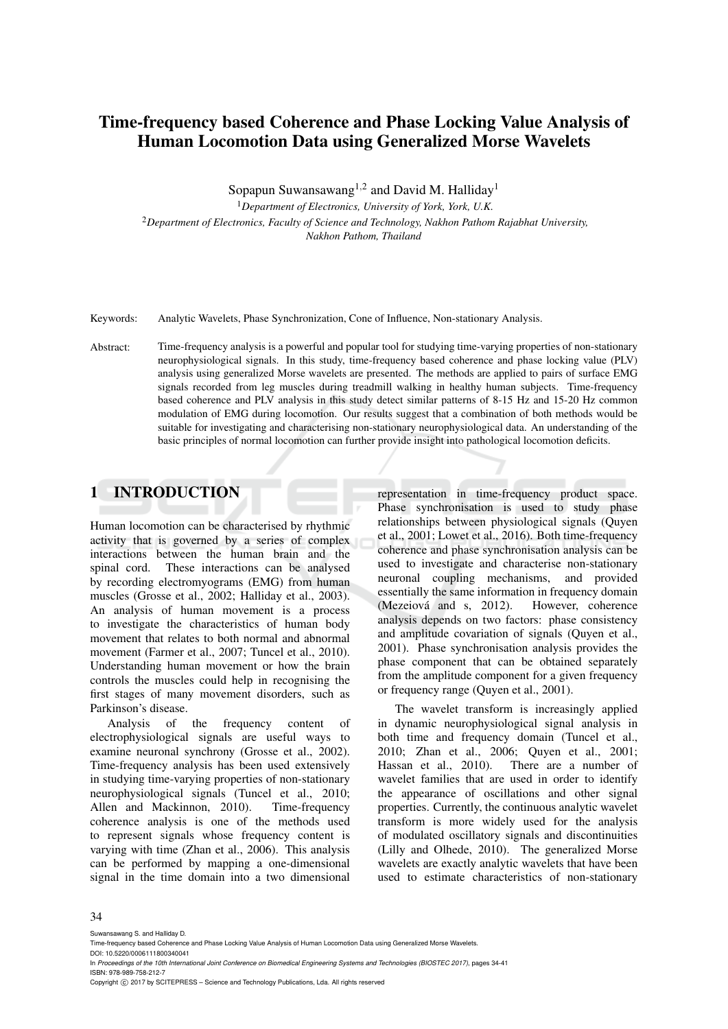# Time-frequency based Coherence and Phase Locking Value Analysis of Human Locomotion Data using Generalized Morse Wavelets

Sopapun Suwansawang[1,2] and David M. Halliday[1]

[1]*Department of Electronics, University of York, York, U.K.*

[2]*Department of Electronics, Faculty of Science and Technology, Nakhon Pathom Rajabhat University, Nakhon Pathom, Thailand*

Keywords: Analytic Wavelets, Phase Synchronization, Cone of Influence, Non-stationary Analysis.

Abstract: Time-frequency analysis is a powerful and popular tool for studying time-varying properties of non-stationary neurophysiological signals. In this study, time-frequency based coherence and phase locking value (PLV) analysis using generalized Morse wavelets are presented. The methods are applied to pairs of surface EMG signals recorded from leg muscles during treadmill walking in healthy human subjects. Time-frequency based coherence and PLV analysis in this study detect similar patterns of 8-15 Hz and 15-20 Hz common modulation of EMG during locomotion. Our results suggest that a combination of both methods would be suitable for investigating and characterising non-stationary neurophysiological data. An understanding of the basic principles of normal locomotion can further provide insight into pathological locomotion deficits.

## 1 INTRODUCTION

Human locomotion can be characterised by rhythmic activity that is governed by a series of complex interactions between the human brain and the spinal cord. These interactions can be analysed by recording electromyograms (EMG) from human muscles (Grosse et al., 2002; Halliday et al., 2003). An analysis of human movement is a process to investigate the characteristics of human body movement that relates to both normal and abnormal movement (Farmer et al., 2007; Tuncel et al., 2010). Understanding human movement or how the brain controls the muscles could help in recognising the first stages of many movement disorders, such as Parkinson's disease.

Analysis of the frequency content of electrophysiological signals are useful ways to examine neuronal synchrony (Grosse et al., 2002). Time-frequency analysis has been used extensively in studying time-varying properties of non-stationary neurophysiological signals (Tuncel et al., 2010; Allen and Mackinnon, 2010). Time-frequency coherence analysis is one of the methods used to represent signals whose frequency content is varying with time (Zhan et al., 2006). This analysis can be performed by mapping a one-dimensional signal in the time domain into a two dimensional representation in time-frequency product space. Phase synchronisation is used to study phase relationships between physiological signals (Quyen et al., 2001; Lowet et al., 2016). Both time-frequency coherence and phase synchronisation analysis can be used to investigate and characterise non-stationary neuronal coupling mechanisms, and provided essentially the same information in frequency domain (Mezeiová and s, 2012). However, coherence analysis depends on two factors: phase consistency and amplitude covariation of signals (Quyen et al., 2001). Phase synchronisation analysis provides the phase component that can be obtained separately from the amplitude component for a given frequency or frequency range (Quyen et al., 2001).

The wavelet transform is increasingly applied in dynamic neurophysiological signal analysis in both time and frequency domain (Tuncel et al., 2010; Zhan et al., 2006; Quyen et al., 2001; Hassan et al., 2010). There are a number of wavelet families that are used in order to identify the appearance of oscillations and other signal properties. Currently, the continuous analytic wavelet transform is more widely used for the analysis of modulated oscillatory signals and discontinuities (Lilly and Olhede, 2010). The generalized Morse wavelets are exactly analytic wavelets that have been used to estimate characteristics of non-stationary

Suwansawang S. and Halliday D.
Time-frequency based Coherence and Phase Locking Value Analysis of Human Locomotion Data using Generalized Morse Wavelets.
DOI: 10.5220/0006111800340041
In *Proceedings of the 10th International Joint Conference on Biomedical Engineering Systems and Technologies (BIOSTEC 2017)*, pages 34-41
ISBN: 978-989-758-212-7
Copyright © 2017 by SCITEPRESS – Science and Technology Publications, Lda. All rights reserved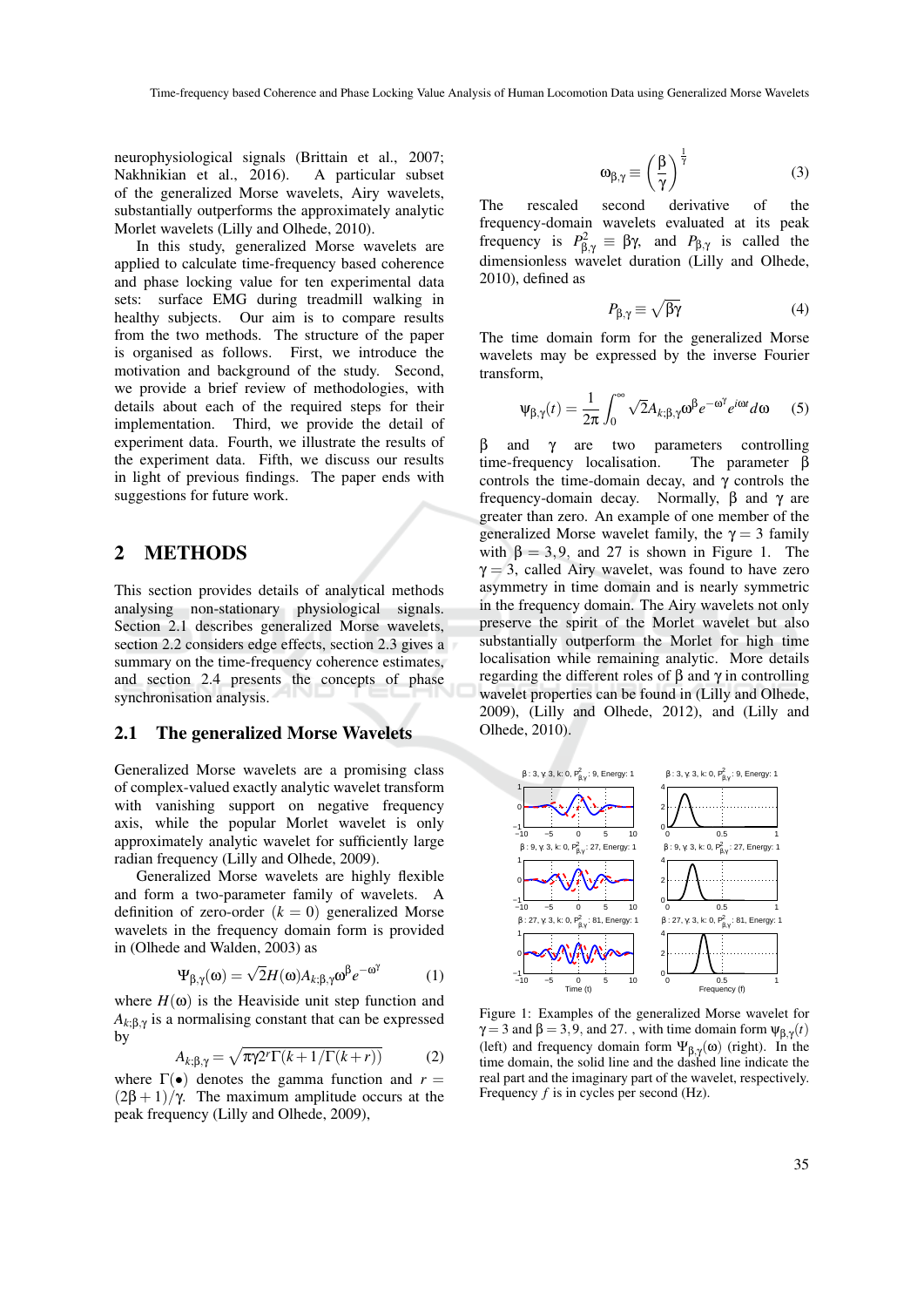neurophysiological signals (Brittain et al., 2007; Nakhnikian et al., 2016). A particular subset of the generalized Morse wavelets, Airy wavelets, substantially outperforms the approximately analytic Morlet wavelets (Lilly and Olhede, 2010).

In this study, generalized Morse wavelets are applied to calculate time-frequency based coherence and phase locking value for ten experimental data sets: surface EMG during treadmill walking in healthy subjects. Our aim is to compare results from the two methods. The structure of the paper is organised as follows. First, we introduce the motivation and background of the study. Second, we provide a brief review of methodologies, with details about each of the required steps for their implementation. Third, we provide the detail of experiment data. Fourth, we illustrate the results of the experiment data. Fifth, we discuss our results in light of previous findings. The paper ends with suggestions for future work.

## 2 METHODS

This section provides details of analytical methods analysing non-stationary physiological signals. Section 2.1 describes generalized Morse wavelets, section 2.2 considers edge effects, section 2.3 gives a summary on the time-frequency coherence estimates, and section 2.4 presents the concepts of phase synchronisation analysis.

### 2.1 The generalized Morse Wavelets

Generalized Morse wavelets are a promising class of complex-valued exactly analytic wavelet transform with vanishing support on negative frequency axis, while the popular Morlet wavelet is only approximately analytic wavelet for sufficiently large radian frequency (Lilly and Olhede, 2009).

Generalized Morse wavelets are highly flexible and form a two-parameter family of wavelets. A definition of zero-order ($k = 0$) generalized Morse wavelets in the frequency domain form is provided in (Olhede and Walden, 2003) as

$$\Psi_{\beta,\gamma}(\omega) = \sqrt{2}H(\omega)A_{k;\beta,\gamma}\omega^{\beta}e^{-\omega^{\gamma}} \tag{1}$$

where $H(\omega)$ is the Heaviside unit step function and $A_{k;\beta,\gamma}$ is a normalising constant that can be expressed by

$$A_{k;\beta,\gamma} = \sqrt{\pi\gamma 2^{r}\Gamma(k+1/\Gamma(k+r))} \tag{2}$$

where $\Gamma(\bullet)$ denotes the gamma function and $r = (2\beta+1)/\gamma$. The maximum amplitude occurs at the peak frequency (Lilly and Olhede, 2009),

$$\omega_{\beta,\gamma} \equiv \left(\frac{\beta}{\gamma}\right)^{\frac{1}{\gamma}} \tag{3}$$

The rescaled second derivative of the frequency-domain wavelets evaluated at its peak frequency is $P^2_{\beta,\gamma} \equiv \beta\gamma$, and $P_{\beta,\gamma}$ is called the dimensionless wavelet duration (Lilly and Olhede, 2010), defined as

$$P_{\beta,\gamma} \equiv \sqrt{\beta\gamma} \tag{4}$$

The time domain form for the generalized Morse wavelets may be expressed by the inverse Fourier transform,

$$\psi_{\beta,\gamma}(t) = \frac{1}{2\pi}\int_{0}^{\infty}\sqrt{2}A_{k;\beta,\gamma}\omega^{\beta}e^{-\omega^{\gamma}}e^{i\omega t}d\omega \tag{5}$$

$\beta$ and $\gamma$ are two parameters controlling time-frequency localisation. The parameter $\beta$ controls the time-domain decay, and $\gamma$ controls the frequency-domain decay. Normally, $\beta$ and $\gamma$ are greater than zero. An example of one member of the generalized Morse wavelet family, the $\gamma = 3$ family with $\beta = 3, 9,$ and 27 is shown in Figure 1. The $\gamma = 3$, called Airy wavelet, was found to have zero asymmetry in time domain and is nearly symmetric in the frequency domain. The Airy wavelets not only preserve the spirit of the Morlet wavelet but also substantially outperform the Morlet for high time localisation while remaining analytic. More details regarding the different roles of $\beta$ and $\gamma$ in controlling wavelet properties can be found in (Lilly and Olhede, 2009), (Lilly and Olhede, 2012), and (Lilly and Olhede, 2010).

Figure 1: Examples of the generalized Morse wavelet for $\gamma = 3$ and $\beta = 3, 9,$ and 27. , with time domain form $\psi_{\beta,\gamma}(t)$ (left) and frequency domain form $\Psi_{\beta,\gamma}(\omega)$ (right). In the time domain, the solid line and the dashed line indicate the real part and the imaginary part of the wavelet, respectively. Frequency $f$ is in cycles per second (Hz).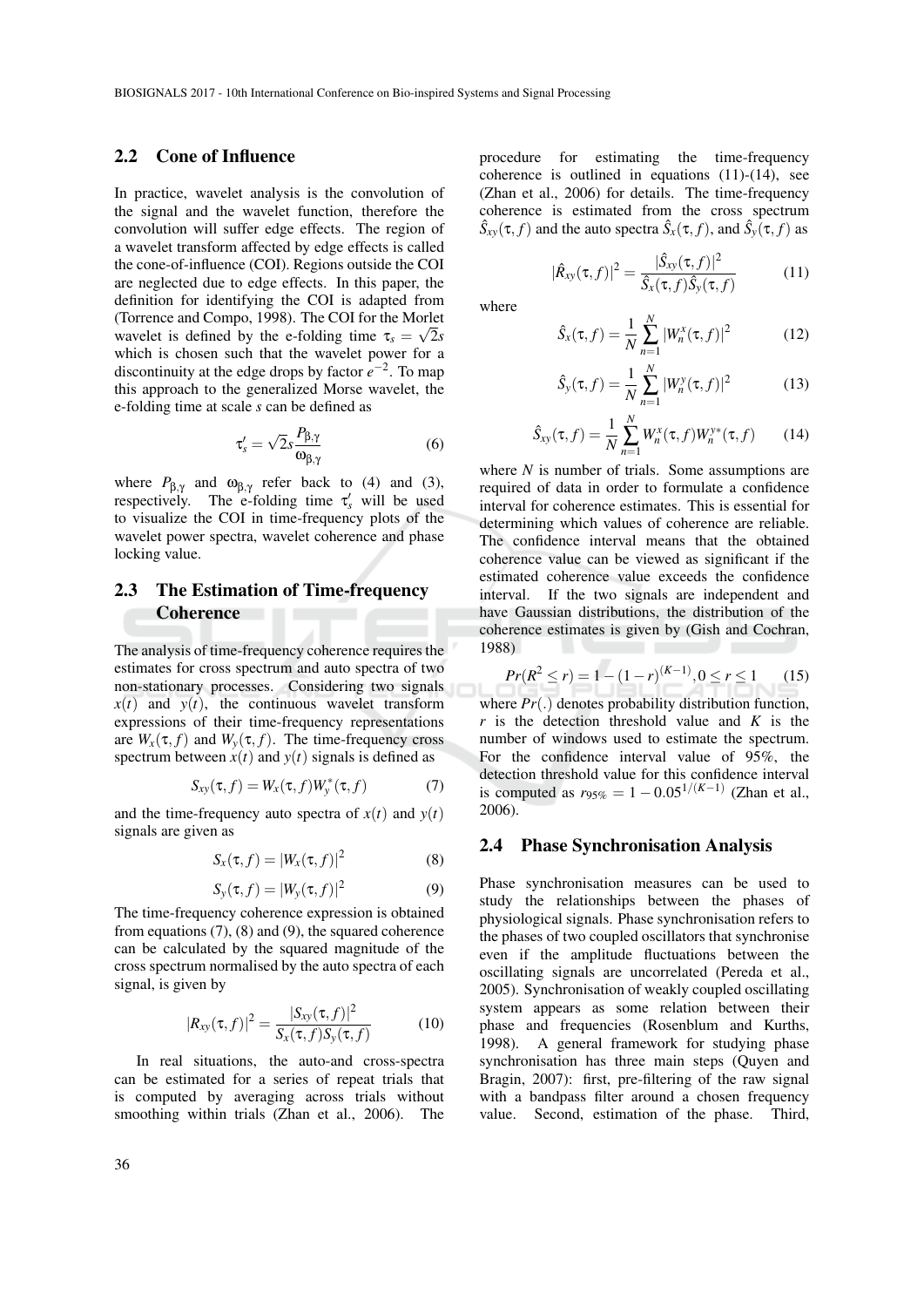## 2.2 Cone of Influence

In practice, wavelet analysis is the convolution of the signal and the wavelet function, therefore the convolution will suffer edge effects. The region of a wavelet transform affected by edge effects is called the cone-of-influence (COI). Regions outside the COI are neglected due to edge effects. In this paper, the definition for identifying the COI is adapted from (Torrence and Compo, 1998). The COI for the Morlet wavelet is defined by the e-folding time $\tau_s = \sqrt{2}s$ which is chosen such that the wavelet power for a discontinuity at the edge drops by factor $e^{-2}$. To map this approach to the generalized Morse wavelet, the e-folding time at scale $s$ can be defined as

$$\tau'_s = \sqrt{2}s\frac{P_{\beta,\gamma}}{\omega_{\beta,\gamma}} \tag{6}$$

where $P_{\beta,\gamma}$ and $\omega_{\beta,\gamma}$ refer back to (4) and (3), respectively. The e-folding time $\tau'_s$ will be used to visualize the COI in time-frequency plots of the wavelet power spectra, wavelet coherence and phase locking value.

## 2.3 The Estimation of Time-frequency Coherence

The analysis of time-frequency coherence requires the estimates for cross spectrum and auto spectra of two non-stationary processes. Considering two signals $x(t)$ and $y(t)$, the continuous wavelet transform expressions of their time-frequency representations are $W_x(\tau, f)$ and $W_y(\tau, f)$. The time-frequency cross spectrum between $x(t)$ and $y(t)$ signals is defined as

$$S_{xy}(\tau, f) = W_x(\tau, f)W_y^*(\tau, f) \tag{7}$$

and the time-frequency auto spectra of $x(t)$ and $y(t)$ signals are given as

$$S_x(\tau, f) = |W_x(\tau, f)|^2 \tag{8}$$

$$S_y(\tau, f) = |W_y(\tau, f)|^2 \tag{9}$$

The time-frequency coherence expression is obtained from equations (7), (8) and (9), the squared coherence can be calculated by the squared magnitude of the cross spectrum normalised by the auto spectra of each signal, is given by

$$|R_{xy}(\tau, f)|^2 = \frac{|S_{xy}(\tau, f)|^2}{S_x(\tau, f)S_y(\tau, f)} \tag{10}$$

In real situations, the auto-and cross-spectra can be estimated for a series of repeat trials that is computed by averaging across trials without smoothing within trials (Zhan et al., 2006). The procedure for estimating the time-frequency coherence is outlined in equations (11)-(14), see (Zhan et al., 2006) for details. The time-frequency coherence is estimated from the cross spectrum $\hat{S}_{xy}(\tau, f)$ and the auto spectra $\hat{S}_x(\tau, f)$, and $\hat{S}_y(\tau, f)$ as

$$|\hat{R}_{xy}(\tau, f)|^2 = \frac{|\hat{S}_{xy}(\tau, f)|^2}{\hat{S}_x(\tau, f)\hat{S}_y(\tau, f)} \tag{11}$$

where

$$\hat{S}_x(\tau, f) = \frac{1}{N}\sum_{n=1}^{N}|W_n^x(\tau, f)|^2 \tag{12}$$

$$\hat{S}_y(\tau, f) = \frac{1}{N}\sum_{n=1}^{N}|W_n^y(\tau, f)|^2 \tag{13}$$

$$\hat{S}_{xy}(\tau, f) = \frac{1}{N}\sum_{n=1}^{N}W_n^x(\tau, f)W_n^{y*}(\tau, f) \tag{14}$$

where $N$ is number of trials. Some assumptions are required of data in order to formulate a confidence interval for coherence estimates. This is essential for determining which values of coherence are reliable. The confidence interval means that the obtained coherence value can be viewed as significant if the estimated coherence value exceeds the confidence interval. If the two signals are independent and have Gaussian distributions, the distribution of the coherence estimates is given by (Gish and Cochran, 1988)

$$Pr(R^2 \leq r) = 1 - (1 - r)^{(K-1)}, 0 \leq r \leq 1 \tag{15}$$

where $Pr(.)$ denotes probability distribution function, $r$ is the detection threshold value and $K$ is the number of windows used to estimate the spectrum. For the confidence interval value of 95%, the detection threshold value for this confidence interval is computed as $r_{95\%} = 1 - 0.05^{1/(K-1)}$ (Zhan et al., 2006).

## 2.4 Phase Synchronisation Analysis

Phase synchronisation measures can be used to study the relationships between the phases of physiological signals. Phase synchronisation refers to the phases of two coupled oscillators that synchronise even if the amplitude fluctuations between the oscillating signals are uncorrelated (Pereda et al., 2005). Synchronisation of weakly coupled oscillating system appears as some relation between their phase and frequencies (Rosenblum and Kurths, 1998). A general framework for studying phase synchronisation has three main steps (Quyen and Bragin, 2007): first, pre-filtering of the raw signal with a bandpass filter around a chosen frequency value. Second, estimation of the phase. Third,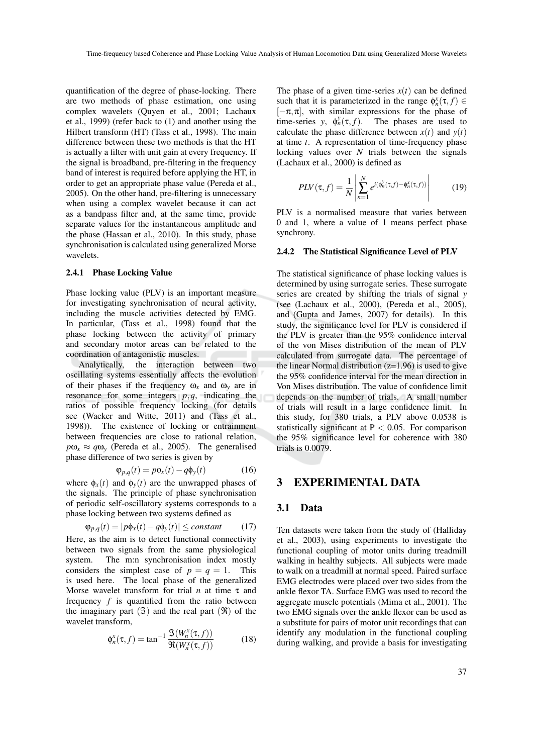quantification of the degree of phase-locking. There are two methods of phase estimation, one using complex wavelets (Quyen et al., 2001; Lachaux et al., 1999) (refer back to (1) and another using the Hilbert transform (HT) (Tass et al., 1998). The main difference between these two methods is that the HT is actually a filter with unit gain at every frequency. If the signal is broadband, pre-filtering in the frequency band of interest is required before applying the HT, in order to get an appropriate phase value (Pereda et al., 2005). On the other hand, pre-filtering is unnecessary when using a complex wavelet because it can act as a bandpass filter and, at the same time, provide separate values for the instantaneous amplitude and the phase (Hassan et al., 2010). In this study, phase synchronisation is calculated using generalized Morse wavelets.

#### 2.4.1 Phase Locking Value

Phase locking value (PLV) is an important measure for investigating synchronisation of neural activity, including the muscle activities detected by EMG. In particular, (Tass et al., 1998) found that the phase locking between the activity of primary and secondary motor areas can be related to the coordination of antagonistic muscles.

Analytically, the interaction between two oscillating systems essentially affects the evolution of their phases if the frequency $\omega_x$ and $\omega_y$ are in resonance for some integers $p, q$, indicating the ratios of possible frequency locking (for details see (Wacker and Witte, 2011) and (Tass et al., 1998)). The existence of locking or entrainment between frequencies are close to rational relation, $p\omega_x \approx q\omega_y$ (Pereda et al., 2005). The generalised phase difference of two series is given by

$$\varphi_{p,q}(t) = p\phi_x(t) - q\phi_y(t) \tag{16}$$

where $\phi_x(t)$ and $\phi_y(t)$ are the unwrapped phases of the signals. The principle of phase synchronisation of periodic self-oscillatory systems corresponds to a phase locking between two systems defined as

$$\varphi_{p,q}(t) = |p\phi_x(t) - q\phi_y(t)| \leq constant \tag{17}$$

Here, as the aim is to detect functional connectivity between two signals from the same physiological system. The m:n synchronisation index mostly considers the simplest case of $p = q = 1$. This is used here. The local phase of the generalized Morse wavelet transform for trial $n$ at time $\tau$ and frequency $f$ is quantified from the ratio between the imaginary part ($\Im$) and the real part ($\Re$) of the wavelet transform,

$$\phi_n^x(\tau, f) = \tan^{-1}\frac{\Im(W_n^x(\tau, f))}{\Re(W_n^x(\tau, f))} \tag{18}$$

The phase of a given time-series $x(t)$ can be defined such that it is parameterized in the range $\phi_n^x(\tau, f) \in [-\pi, \pi]$, with similar expressions for the phase of time-series $y$, $\phi_n^y(\tau, f)$. The phases are used to calculate the phase difference between $x(t)$ and $y(t)$ at time $t$. A representation of time-frequency phase locking values over $N$ trials between the signals (Lachaux et al., 2000) is defined as

$$PLV(\tau, f) = \frac{1}{N}\left|\sum_{n=1}^{N} e^{i(\phi_n^y(\tau, f) - \phi_n^x(\tau, f))}\right| \tag{19}$$

PLV is a normalised measure that varies between 0 and 1, where a value of 1 means perfect phase synchrony.

#### 2.4.2 The Statistical Significance Level of PLV

The statistical significance of phase locking values is determined by using surrogate series. These surrogate series are created by shifting the trials of signal $y$ (see (Lachaux et al., 2000), (Pereda et al., 2005), and (Gupta and James, 2007) for details). In this study, the significance level for PLV is considered if the PLV is greater than the 95% confidence interval of the von Mises distribution of the mean of PLV calculated from surrogate data. The percentage of the linear Normal distribution (z=1.96) is used to give the 95% confidence interval for the mean direction in Von Mises distribution. The value of confidence limit depends on the number of trials. A small number of trials will result in a large confidence limit. In this study, for 380 trials, a PLV above 0.0538 is statistically significant at $P < 0.05$. For comparison the 95% significance level for coherence with 380 trials is 0.0079.

## 3 EXPERIMENTAL DATA

### 3.1 Data

Ten datasets were taken from the study of (Halliday et al., 2003), using experiments to investigate the functional coupling of motor units during treadmill walking in healthy subjects. All subjects were made to walk on a treadmill at normal speed. Paired surface EMG electrodes were placed over two sides from the ankle flexor TA. Surface EMG was used to record the aggregate muscle potentials (Mima et al., 2001). The two EMG signals over the ankle flexor can be used as a substitute for pairs of motor unit recordings that can identify any modulation in the functional coupling during walking, and provide a basis for investigating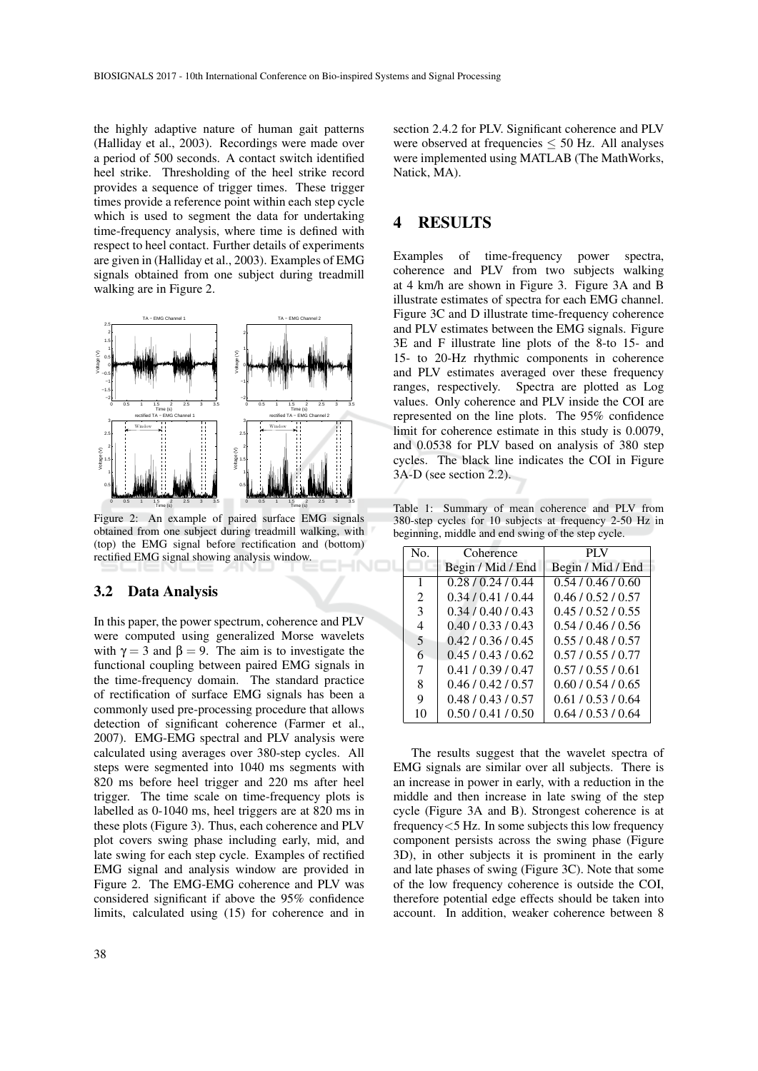the highly adaptive nature of human gait patterns (Halliday et al., 2003). Recordings were made over a period of 500 seconds. A contact switch identified heel strike. Thresholding of the heel strike record provides a sequence of trigger times. These trigger times provide a reference point within each step cycle which is used to segment the data for undertaking time-frequency analysis, where time is defined with respect to heel contact. Further details of experiments are given in (Halliday et al., 2003). Examples of EMG signals obtained from one subject during treadmill walking are in Figure 2.

Figure 2: An example of paired surface EMG signals obtained from one subject during treadmill walking, with (top) the EMG signal before rectification and (bottom) rectified EMG signal showing analysis window.

### 3.2 Data Analysis

In this paper, the power spectrum, coherence and PLV were computed using generalized Morse wavelets with $\gamma = 3$ and $\beta = 9$. The aim is to investigate the functional coupling between paired EMG signals in the time-frequency domain. The standard practice of rectification of surface EMG signals has been a commonly used pre-processing procedure that allows detection of significant coherence (Farmer et al., 2007). EMG-EMG spectral and PLV analysis were calculated using averages over 380-step cycles. All steps were segmented into 1040 ms segments with 820 ms before heel trigger and 220 ms after heel trigger. The time scale on time-frequency plots is labelled as 0-1040 ms, heel triggers are at 820 ms in these plots (Figure 3). Thus, each coherence and PLV plot covers swing phase including early, mid, and late swing for each step cycle. Examples of rectified EMG signal and analysis window are provided in Figure 2. The EMG-EMG coherence and PLV was considered significant if above the 95% confidence limits, calculated using (15) for coherence and in section 2.4.2 for PLV. Significant coherence and PLV were observed at frequencies $\leq$ 50 Hz. All analyses were implemented using MATLAB (The MathWorks, Natick, MA).

## 4 RESULTS

Examples of time-frequency power spectra, coherence and PLV from two subjects walking at 4 km/h are shown in Figure 3. Figure 3A and B illustrate estimates of spectra for each EMG channel. Figure 3C and D illustrate time-frequency coherence and PLV estimates between the EMG signals. Figure 3E and F illustrate line plots of the 8-to 15- and 15- to 20-Hz rhythmic components in coherence and PLV estimates averaged over these frequency ranges, respectively. Spectra are plotted as Log values. Only coherence and PLV inside the COI are represented on the line plots. The 95% confidence limit for coherence estimate in this study is 0.0079, and 0.0538 for PLV based on analysis of 380 step cycles. The black line indicates the COI in Figure 3A-D (see section 2.2).

Table 1: Summary of mean coherence and PLV from 380-step cycles for 10 subjects at frequency 2-50 Hz in beginning, middle and end swing of the step cycle.

| No. | Coherence<br>Begin / Mid / End | PLV<br>Begin / Mid / End |
|---|---|---|
| 1 | 0.28 / 0.24 / 0.44 | 0.54 / 0.46 / 0.60 |
| 2 | 0.34 / 0.41 / 0.44 | 0.46 / 0.52 / 0.57 |
| 3 | 0.34 / 0.40 / 0.43 | 0.45 / 0.52 / 0.55 |
| 4 | 0.40 / 0.33 / 0.43 | 0.54 / 0.46 / 0.56 |
| 5 | 0.42 / 0.36 / 0.45 | 0.55 / 0.48 / 0.57 |
| 6 | 0.45 / 0.43 / 0.62 | 0.57 / 0.55 / 0.77 |
| 7 | 0.41 / 0.39 / 0.47 | 0.57 / 0.55 / 0.61 |
| 8 | 0.46 / 0.42 / 0.57 | 0.60 / 0.54 / 0.65 |
| 9 | 0.48 / 0.43 / 0.57 | 0.61 / 0.53 / 0.64 |
| 10 | 0.50 / 0.41 / 0.50 | 0.64 / 0.53 / 0.64 |

The results suggest that the wavelet spectra of EMG signals are similar over all subjects. There is an increase in power in early, with a reduction in the middle and then increase in late swing of the step cycle (Figure 3A and B). Strongest coherence is at frequency<5 Hz. In some subjects this low frequency component persists across the swing phase (Figure 3D), in other subjects it is prominent in the early and late phases of swing (Figure 3C). Note that some of the low frequency coherence is outside the COI, therefore potential edge effects should be taken into account. In addition, weaker coherence between 8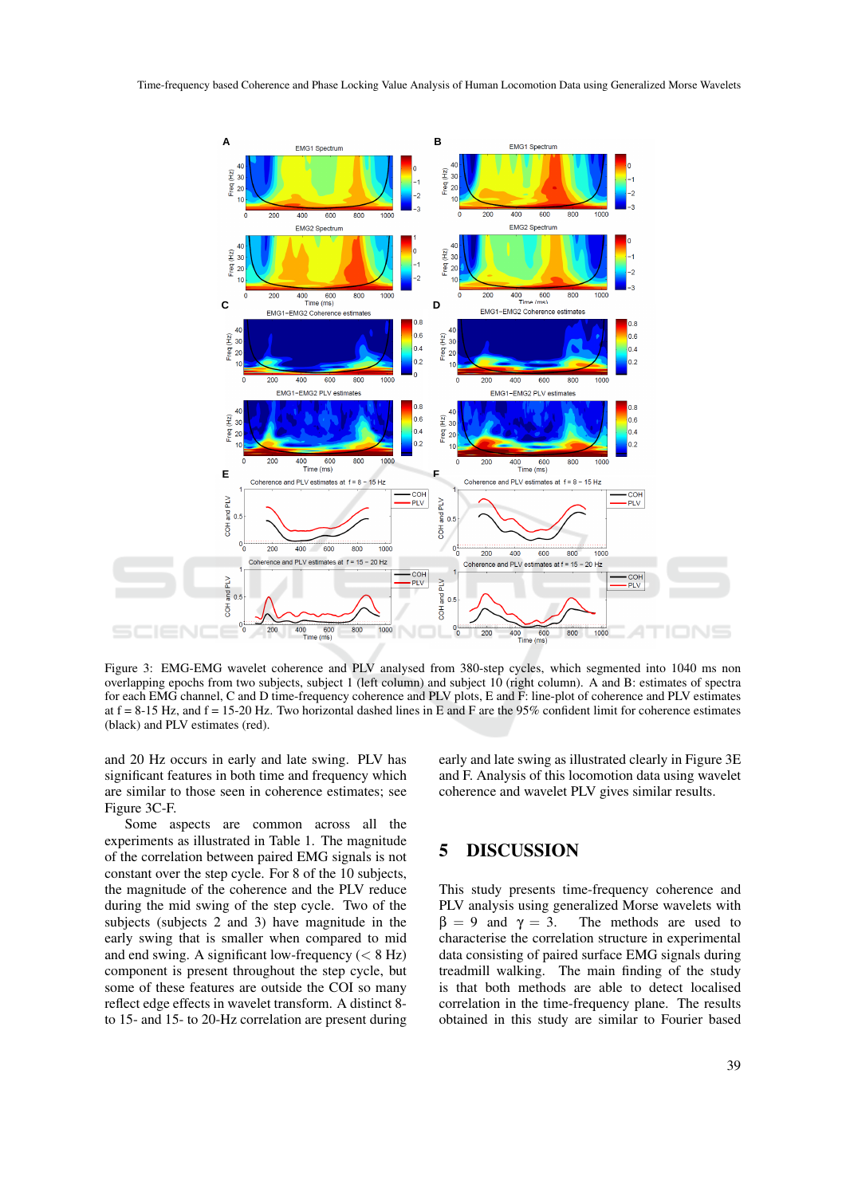Figure 3: EMG-EMG wavelet coherence and PLV analysed from 380-step cycles, which segmented into 1040 ms non overlapping epochs from two subjects, subject 1 (left column) and subject 10 (right column). A and B: estimates of spectra for each EMG channel, C and D time-frequency coherence and PLV plots, E and F: line-plot of coherence and PLV estimates at f = 8-15 Hz, and f = 15-20 Hz. Two horizontal dashed lines in E and F are the 95% confident limit for coherence estimates (black) and PLV estimates (red).

and 20 Hz occurs in early and late swing. PLV has significant features in both time and frequency which are similar to those seen in coherence estimates; see Figure 3C-F.

Some aspects are common across all the experiments as illustrated in Table 1. The magnitude of the correlation between paired EMG signals is not constant over the step cycle. For 8 of the 10 subjects, the magnitude of the coherence and the PLV reduce during the mid swing of the step cycle. Two of the subjects (subjects 2 and 3) have magnitude in the early swing that is smaller when compared to mid and end swing. A significant low-frequency ($<$ 8 Hz) component is present throughout the step cycle, but some of these features are outside the COI so many reflect edge effects in wavelet transform. A distinct 8- to 15- and 15- to 20-Hz correlation are present during early and late swing as illustrated clearly in Figure 3E and F. Analysis of this locomotion data using wavelet coherence and wavelet PLV gives similar results.

## 5 DISCUSSION

This study presents time-frequency coherence and PLV analysis using generalized Morse wavelets with $\beta = 9$ and $\gamma = 3$. The methods are used to characterise the correlation structure in experimental data consisting of paired surface EMG signals during treadmill walking. The main finding of the study is that both methods are able to detect localised correlation in the time-frequency plane. The results obtained in this study are similar to Fourier based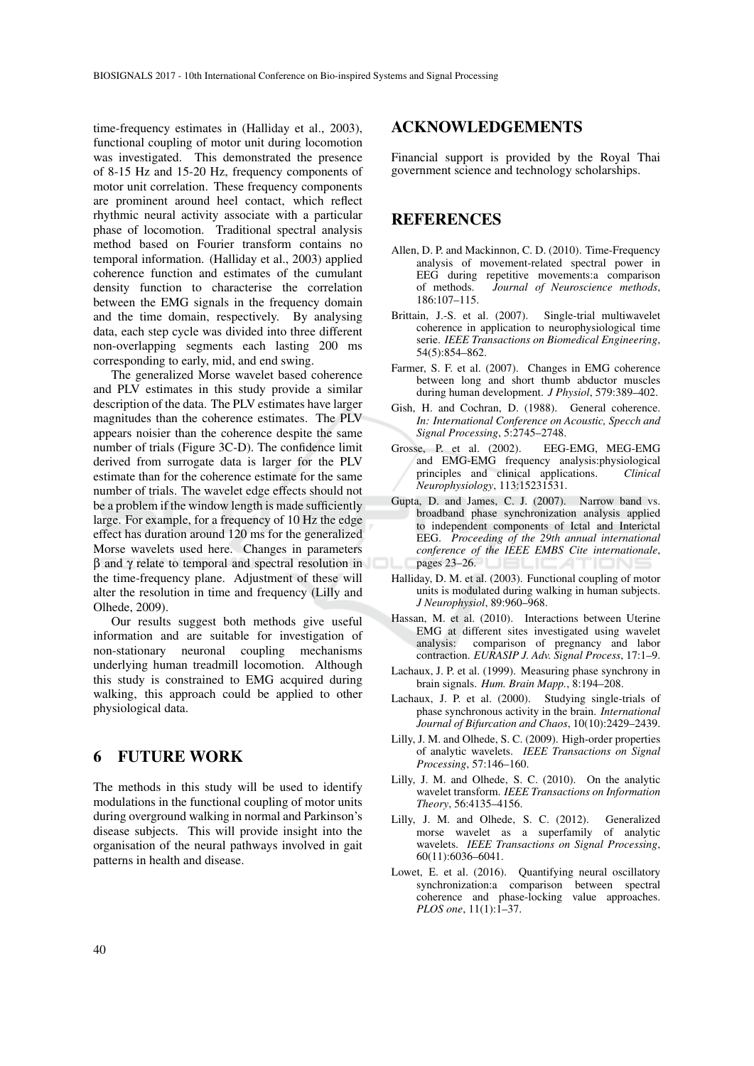time-frequency estimates in (Halliday et al., 2003), functional coupling of motor unit during locomotion was investigated. This demonstrated the presence of 8-15 Hz and 15-20 Hz, frequency components of motor unit correlation. These frequency components are prominent around heel contact, which reflect rhythmic neural activity associate with a particular phase of locomotion. Traditional spectral analysis method based on Fourier transform contains no temporal information. (Halliday et al., 2003) applied coherence function and estimates of the cumulant density function to characterise the correlation between the EMG signals in the frequency domain and the time domain, respectively. By analysing data, each step cycle was divided into three different non-overlapping segments each lasting 200 ms corresponding to early, mid, and end swing.

The generalized Morse wavelet based coherence and PLV estimates in this study provide a similar description of the data. The PLV estimates have larger magnitudes than the coherence estimates. The PLV appears noisier than the coherence despite the same number of trials (Figure 3C-D). The confidence limit derived from surrogate data is larger for the PLV estimate than for the coherence estimate for the same number of trials. The wavelet edge effects should not be a problem if the window length is made sufficiently large. For example, for a frequency of 10 Hz the edge effect has duration around 120 ms for the generalized Morse wavelets used here. Changes in parameters $\beta$ and $\gamma$ relate to temporal and spectral resolution in the time-frequency plane. Adjustment of these will alter the resolution in time and frequency (Lilly and Olhede, 2009).

Our results suggest both methods give useful information and are suitable for investigation of non-stationary neuronal coupling mechanisms underlying human treadmill locomotion. Although this study is constrained to EMG acquired during walking, this approach could be applied to other physiological data.

## 6 FUTURE WORK

The methods in this study will be used to identify modulations in the functional coupling of motor units during overground walking in normal and Parkinson's disease subjects. This will provide insight into the organisation of the neural pathways involved in gait patterns in health and disease.

## ACKNOWLEDGEMENTS

Financial support is provided by the Royal Thai government science and technology scholarships.

## REFERENCES

Allen, D. P. and Mackinnon, C. D. (2010). Time-Frequency analysis of movement-related spectral power in EEG during repetitive movements:a comparison of methods. *Journal of Neuroscience methods*, 186:107–115.

Brittain, J.-S. et al. (2007). Single-trial multiwavelet coherence in application to neurophysiological time serie. *IEEE Transactions on Biomedical Engineering*, 54(5):854–862.

Farmer, S. F. et al. (2007). Changes in EMG coherence between long and short thumb abductor muscles during human development. *J Physiol*, 579:389–402.

Gish, H. and Cochran, D. (1988). General coherence. *In: International Conference on Acoustic, Specch and Signal Processing*, 5:2745–2748.

Grosse, P. et al. (2002). EEG-EMG, MEG-EMG and EMG-EMG frequency analysis:physiological principles and clinical applications. *Clinical Neurophysiology*, 113:15231531.

Gupta, D. and James, C. J. (2007). Narrow band vs. broadband phase synchronization analysis applied to independent components of Ictal and Interictal EEG. *Proceeding of the 29th annual international conference of the IEEE EMBS Cite internationale*, pages 23–26.

Halliday, D. M. et al. (2003). Functional coupling of motor units is modulated during walking in human subjects. *J Neurophysiol*, 89:960–968.

Hassan, M. et al. (2010). Interactions between Uterine EMG at different sites investigated using wavelet analysis: comparison of pregnancy and labor contraction. *EURASIP J. Adv. Signal Process*, 17:1–9.

Lachaux, J. P. et al. (1999). Measuring phase synchrony in brain signals. *Hum. Brain Mapp.*, 8:194–208.

Lachaux, J. P. et al. (2000). Studying single-trials of phase synchronous activity in the brain. *International Journal of Bifurcation and Chaos*, 10(10):2429–2439.

Lilly, J. M. and Olhede, S. C. (2009). High-order properties of analytic wavelets. *IEEE Transactions on Signal Processing*, 57:146–160.

Lilly, J. M. and Olhede, S. C. (2010). On the analytic wavelet transform. *IEEE Transactions on Information Theory*, 56:4135–4156.

Lilly, J. M. and Olhede, S. C. (2012). Generalized morse wavelet as a superfamily of analytic wavelets. *IEEE Transactions on Signal Processing*, 60(11):6036–6041.

Lowet, E. et al. (2016). Quantifying neural oscillatory synchronization:a comparison between spectral coherence and phase-locking value approaches. *PLOS one*, 11(1):1–37.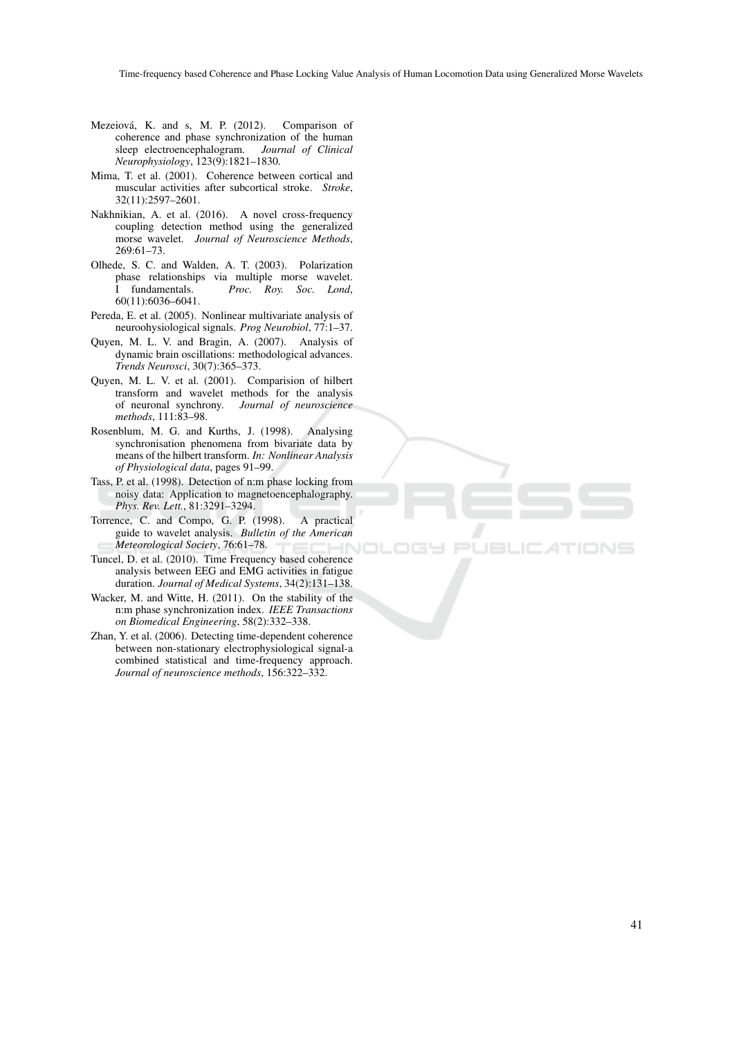Mezeiová, K. and s, M. P. (2012). Comparison of coherence and phase synchronization of the human sleep electroencephalogram. *Journal of Clinical Neurophysiology*, 123(9):1821–1830.

Mima, T. et al. (2001). Coherence between cortical and muscular activities after subcortical stroke. *Stroke*, 32(11):2597–2601.

Nakhnikian, A. et al. (2016). A novel cross-frequency coupling detection method using the generalized morse wavelet. *Journal of Neuroscience Methods*, 269:61–73.

Olhede, S. C. and Walden, A. T. (2003). Polarization phase relationships via multiple morse wavelet. I fundamentals. *Proc. Roy. Soc. Lond*, 60(11):6036–6041.

Pereda, E. et al. (2005). Nonlinear multivariate analysis of neuroohysiological signals. *Prog Neurobiol*, 77:1–37.

Quyen, M. L. V. and Bragin, A. (2007). Analysis of dynamic brain oscillations: methodological advances. *Trends Neurosci*, 30(7):365–373.

Quyen, M. L. V. et al. (2001). Comparision of hilbert transform and wavelet methods for the analysis of neuronal synchrony. *Journal of neuroscience methods*, 111:83–98.

Rosenblum, M. G. and Kurths, J. (1998). Analysing synchronisation phenomena from bivariate data by means of the hilbert transform. *In: Nonlinear Analysis of Physiological data*, pages 91–99.

Tass, P. et al. (1998). Detection of n:m phase locking from noisy data: Application to magnetoencephalography. *Phys. Rev. Lett.*, 81:3291–3294.

Torrence, C. and Compo, G. P. (1998). A practical guide to wavelet analysis. *Bulletin of the American Meteorological Society*, 76:61–78.

Tuncel, D. et al. (2010). Time Frequency based coherence analysis between EEG and EMG activities in fatigue duration. *Journal of Medical Systems*, 34(2):131–138.

Wacker, M. and Witte, H. (2011). On the stability of the n:m phase synchronization index. *IEEE Transactions on Biomedical Engineering*, 58(2):332–338.

Zhan, Y. et al. (2006). Detecting time-dependent coherence between non-stationary electrophysiological signal-a combined statistical and time-frequency approach. *Journal of neuroscience methods*, 156:322–332.